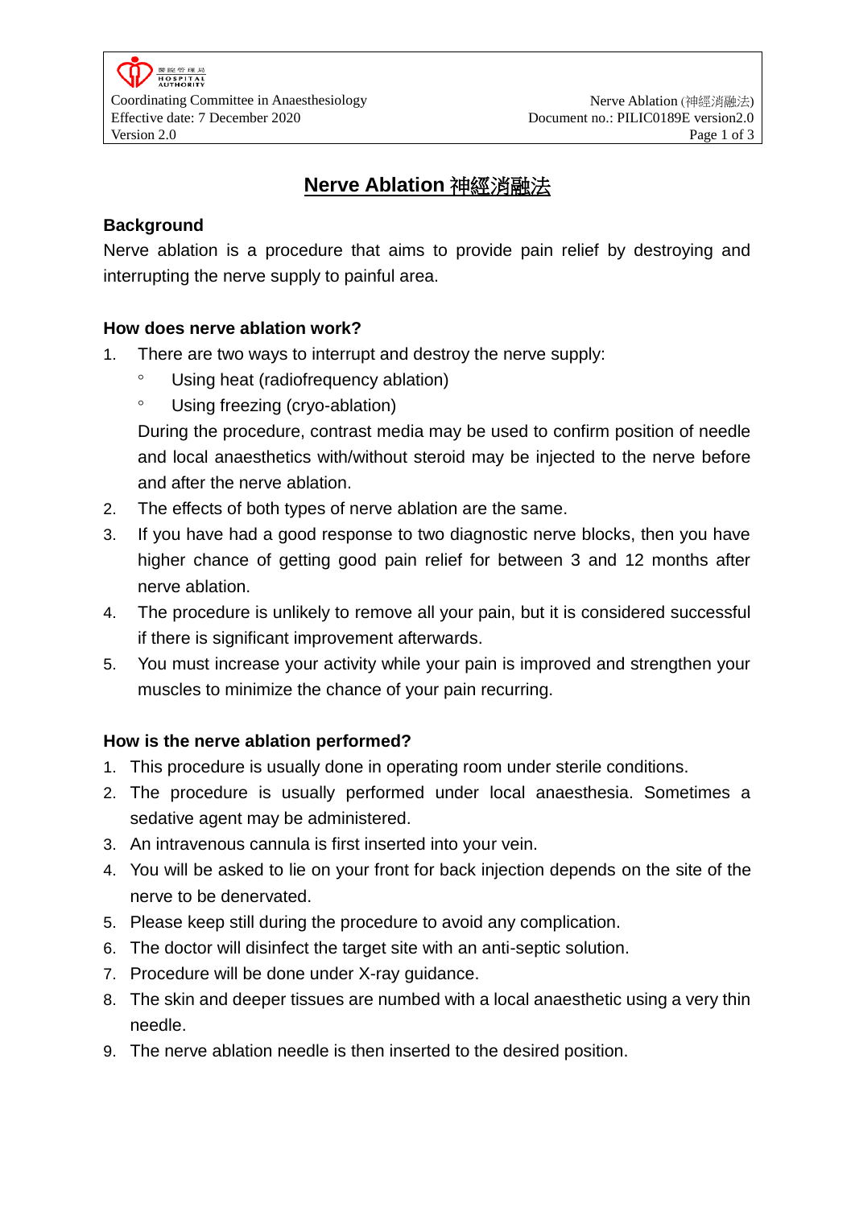# Nerve Ablation 神經消融法

## Background

Nerve ablation is a procedure that aims to provide pain relief by destroying and interrupting the nerve supply to painful area.

## How does nerve ablation work?

1. There are two ways to interrupt and destroy the nerve supply:
   - Using heat (radiofrequency ablation)
   - Using freezing (cryo-ablation)

   During the procedure, contrast media may be used to confirm position of needle and local anaesthetics with/without steroid may be injected to the nerve before and after the nerve ablation.
2. The effects of both types of nerve ablation are the same.
3. If you have had a good response to two diagnostic nerve blocks, then you have higher chance of getting good pain relief for between 3 and 12 months after nerve ablation.
4. The procedure is unlikely to remove all your pain, but it is considered successful if there is significant improvement afterwards.
5. You must increase your activity while your pain is improved and strengthen your muscles to minimize the chance of your pain recurring.

## How is the nerve ablation performed?

1. This procedure is usually done in operating room under sterile conditions.
2. The procedure is usually performed under local anaesthesia. Sometimes a sedative agent may be administered.
3. An intravenous cannula is first inserted into your vein.
4. You will be asked to lie on your front for back injection depends on the site of the nerve to be denervated.
5. Please keep still during the procedure to avoid any complication.
6. The doctor will disinfect the target site with an anti-septic solution.
7. Procedure will be done under X-ray guidance.
8. The skin and deeper tissues are numbed with a local anaesthetic using a very thin needle.
9. The nerve ablation needle is then inserted to the desired position.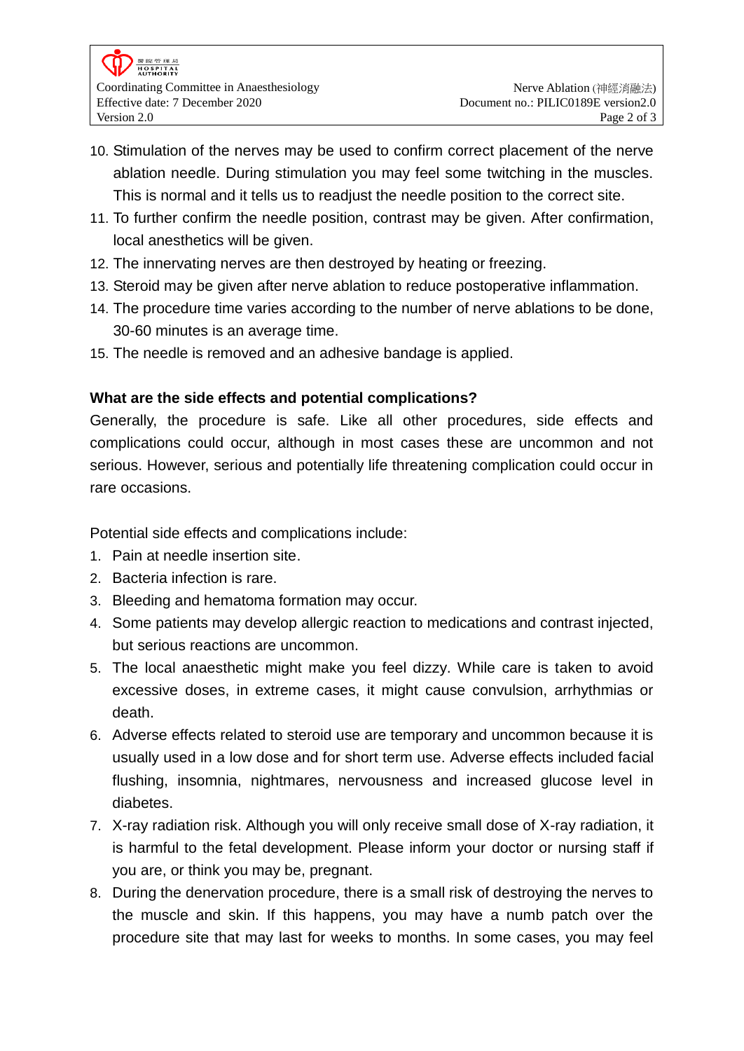10. Stimulation of the nerves may be used to confirm correct placement of the nerve ablation needle. During stimulation you may feel some twitching in the muscles. This is normal and it tells us to readjust the needle position to the correct site.
11. To further confirm the needle position, contrast may be given. After confirmation, local anesthetics will be given.
12. The innervating nerves are then destroyed by heating or freezing.
13. Steroid may be given after nerve ablation to reduce postoperative inflammation.
14. The procedure time varies according to the number of nerve ablations to be done, 30-60 minutes is an average time.
15. The needle is removed and an adhesive bandage is applied.

**What are the side effects and potential complications?**

Generally, the procedure is safe. Like all other procedures, side effects and complications could occur, although in most cases these are uncommon and not serious. However, serious and potentially life threatening complication could occur in rare occasions.

Potential side effects and complications include:

1. Pain at needle insertion site.
2. Bacteria infection is rare.
3. Bleeding and hematoma formation may occur.
4. Some patients may develop allergic reaction to medications and contrast injected, but serious reactions are uncommon.
5. The local anaesthetic might make you feel dizzy. While care is taken to avoid excessive doses, in extreme cases, it might cause convulsion, arrhythmias or death.
6. Adverse effects related to steroid use are temporary and uncommon because it is usually used in a low dose and for short term use. Adverse effects included facial flushing, insomnia, nightmares, nervousness and increased glucose level in diabetes.
7. X-ray radiation risk. Although you will only receive small dose of X-ray radiation, it is harmful to the fetal development. Please inform your doctor or nursing staff if you are, or think you may be, pregnant.
8. During the denervation procedure, there is a small risk of destroying the nerves to the muscle and skin. If this happens, you may have a numb patch over the procedure site that may last for weeks to months. In some cases, you may feel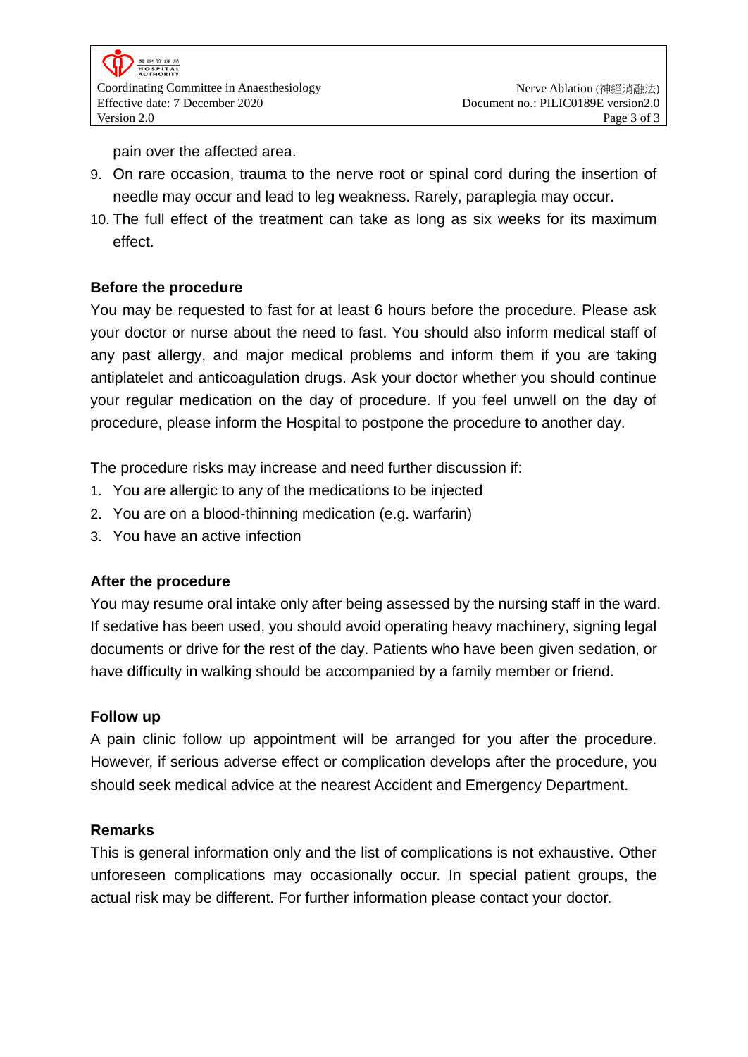pain over the affected area.

9. On rare occasion, trauma to the nerve root or spinal cord during the insertion of needle may occur and lead to leg weakness. Rarely, paraplegia may occur.
10. The full effect of the treatment can take as long as six weeks for its maximum effect.

## Before the procedure

You may be requested to fast for at least 6 hours before the procedure. Please ask your doctor or nurse about the need to fast. You should also inform medical staff of any past allergy, and major medical problems and inform them if you are taking antiplatelet and anticoagulation drugs. Ask your doctor whether you should continue your regular medication on the day of procedure. If you feel unwell on the day of procedure, please inform the Hospital to postpone the procedure to another day.

The procedure risks may increase and need further discussion if:

1. You are allergic to any of the medications to be injected
2. You are on a blood-thinning medication (e.g. warfarin)
3. You have an active infection

## After the procedure

You may resume oral intake only after being assessed by the nursing staff in the ward. If sedative has been used, you should avoid operating heavy machinery, signing legal documents or drive for the rest of the day. Patients who have been given sedation, or have difficulty in walking should be accompanied by a family member or friend.

## Follow up

A pain clinic follow up appointment will be arranged for you after the procedure. However, if serious adverse effect or complication develops after the procedure, you should seek medical advice at the nearest Accident and Emergency Department.

## Remarks

This is general information only and the list of complications is not exhaustive. Other unforeseen complications may occasionally occur. In special patient groups, the actual risk may be different. For further information please contact your doctor.